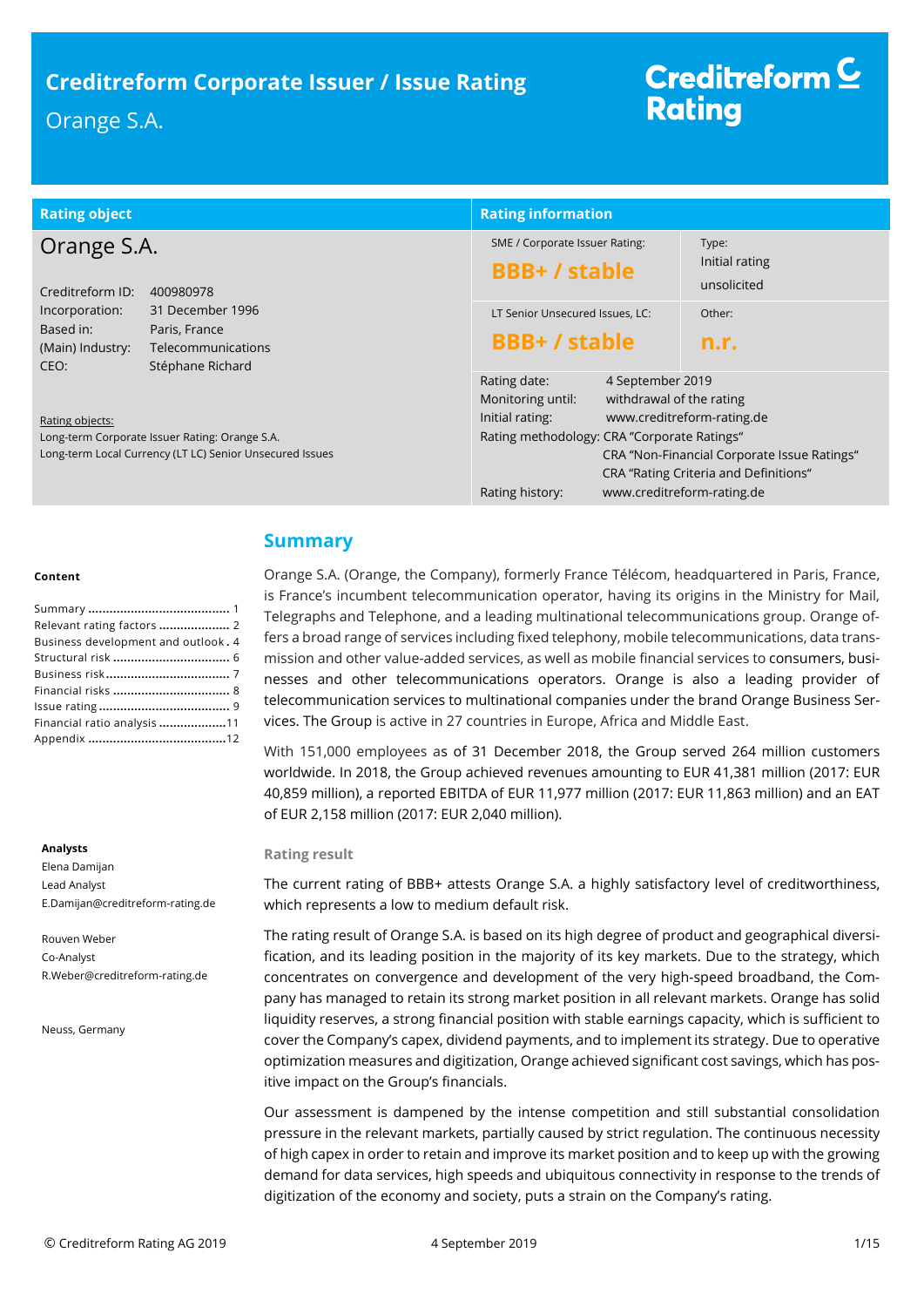# Creditreform Corporate Issuer / Issue Rating

Orange S.A.

Creditreform Rating

| Rating object | Rating information | |
|---|---|---|
| **Orange S.A.** | SME / Corporate Issuer Rating: **BBB+ / stable** | Type: Initial rating unsolicited |
| Creditreform ID: 400980978 | LT Senior Unsecured Issues, LC: **BBB+ / stable** | Other: **n.r.** |
| Incorporation: 31 December 1996 | Rating date: 4 September 2019 | |
| Based in: Paris, France | Monitoring until: withdrawal of the rating | |
| (Main) Industry: Telecommunications | Initial rating: www.creditreform-rating.de | |
| CEO: Stéphane Richard | Rating methodology: CRA "Corporate Ratings" CRA "Non-Financial Corporate Issue Ratings" CRA "Rating Criteria and Definitions" | |
| Rating objects: Long-term Corporate Issuer Rating: Orange S.A. Long-term Local Currency (LT LC) Senior Unsecured Issues | Rating history: www.creditreform-rating.de | |

**Content**

- Summary .... 1
- Relevant rating factors .... 2
- Business development and outlook .... 4
- Structural risk .... 6
- Business risk .... 7
- Financial risks .... 8
- Issue rating .... 9
- Financial ratio analysis .... 11
- Appendix .... 12

**Analysts**

Elena Damijan
Lead Analyst
E.Damijan@creditreform-rating.de

Rouven Weber
Co-Analyst
R.Weber@creditreform-rating.de

Neuss, Germany

## Summary

Orange S.A. (Orange, the Company), formerly France Télécom, headquartered in Paris, France, is France's incumbent telecommunication operator, having its origins in the Ministry for Mail, Telegraphs and Telephone, and a leading multinational telecommunications group. Orange offers a broad range of services including fixed telephony, mobile telecommunications, data transmission and other value-added services, as well as mobile financial services to consumers, businesses and other telecommunications operators. Orange is also a leading provider of telecommunication services to multinational companies under the brand Orange Business Services. The Group is active in 27 countries in Europe, Africa and Middle East.

With 151,000 employees as of 31 December 2018, the Group served 264 million customers worldwide. In 2018, the Group achieved revenues amounting to EUR 41,381 million (2017: EUR 40,859 million), a reported EBITDA of EUR 11,977 million (2017: EUR 11,863 million) and an EAT of EUR 2,158 million (2017: EUR 2,040 million).

### Rating result

The current rating of BBB+ attests Orange S.A. a highly satisfactory level of creditworthiness, which represents a low to medium default risk.

The rating result of Orange S.A. is based on its high degree of product and geographical diversification, and its leading position in the majority of its key markets. Due to the strategy, which concentrates on convergence and development of the very high-speed broadband, the Company has managed to retain its strong market position in all relevant markets. Orange has solid liquidity reserves, a strong financial position with stable earnings capacity, which is sufficient to cover the Company's capex, dividend payments, and to implement its strategy. Due to operative optimization measures and digitization, Orange achieved significant cost savings, which has positive impact on the Group's financials.

Our assessment is dampened by the intense competition and still substantial consolidation pressure in the relevant markets, partially caused by strict regulation. The continuous necessity of high capex in order to retain and improve its market position and to keep up with the growing demand for data services, high speeds and ubiquitous connectivity in response to the trends of digitization of the economy and society, puts a strain on the Company's rating.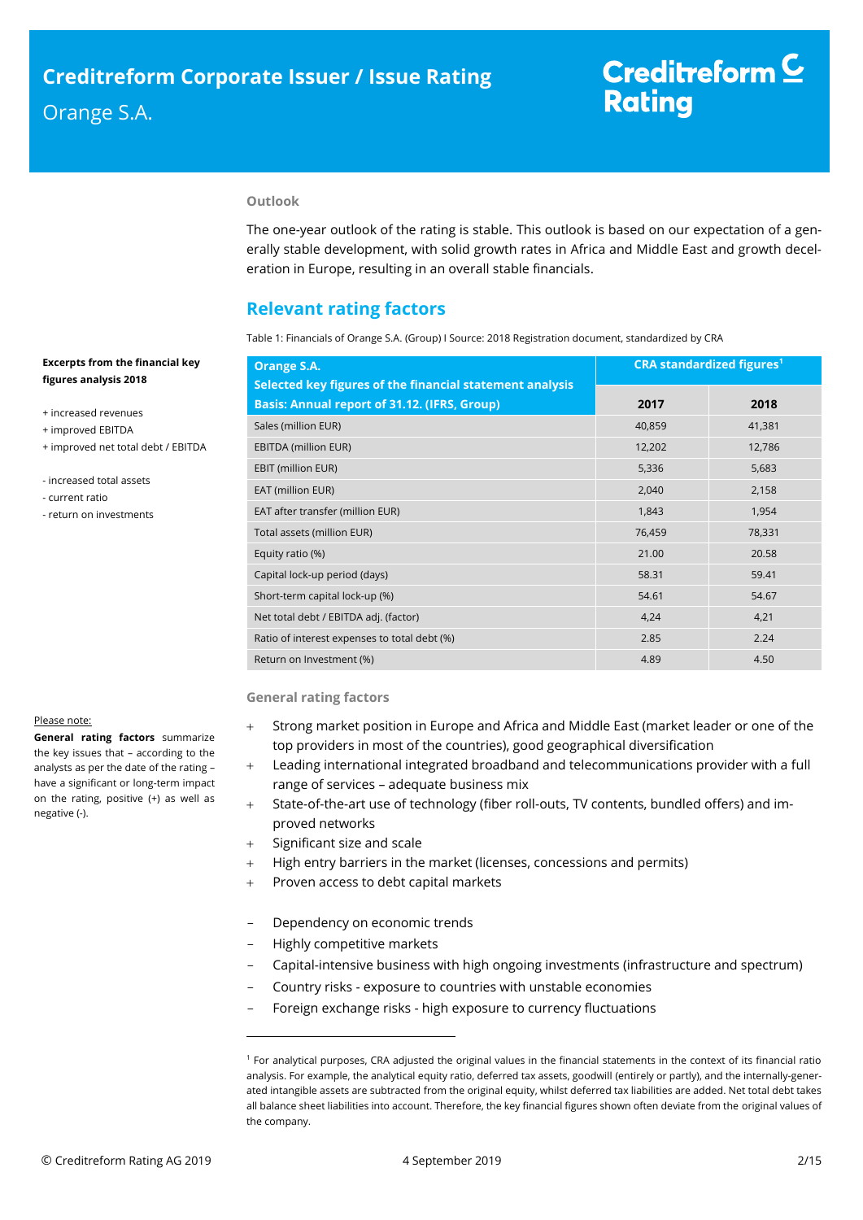### Outlook

The one-year outlook of the rating is stable. This outlook is based on our expectation of a generally stable development, with solid growth rates in Africa and Middle East and growth deceleration in Europe, resulting in an overall stable financials.

## Relevant rating factors

Table 1: Financials of Orange S.A. (Group) I Source: 2018 Registration document, standardized by CRA

| Orange S.A. Selected key figures of the financial statement analysis Basis: Annual report of 31.12. (IFRS, Group) | CRA standardized figures[1] | |
|---|---|---|
| | 2017 | 2018 |
| Sales (million EUR) | 40,859 | 41,381 |
| EBITDA (million EUR) | 12,202 | 12,786 |
| EBIT (million EUR) | 5,336 | 5,683 |
| EAT (million EUR) | 2,040 | 2,158 |
| EAT after transfer (million EUR) | 1,843 | 1,954 |
| Total assets (million EUR) | 76,459 | 78,331 |
| Equity ratio (%) | 21.00 | 20.58 |
| Capital lock-up period (days) | 58.31 | 59.41 |
| Short-term capital lock-up (%) | 54.61 | 54.67 |
| Net total debt / EBITDA adj. (factor) | 4,24 | 4,21 |
| Ratio of interest expenses to total debt (%) | 2.85 | 2.24 |
| Return on Investment (%) | 4.89 | 4.50 |

**Excerpts from the financial key figures analysis 2018**

+ increased revenues
+ improved EBITDA
+ improved net total debt / EBITDA

- increased total assets
- current ratio
- return on investments

### General rating factors

+ Strong market position in Europe and Africa and Middle East (market leader or one of the top providers in most of the countries), good geographical diversification
+ Leading international integrated broadband and telecommunications provider with a full range of services – adequate business mix
+ State-of-the-art use of technology (fiber roll-outs, TV contents, bundled offers) and improved networks
+ Significant size and scale
+ High entry barriers in the market (licenses, concessions and permits)
+ Proven access to debt capital markets

- Dependency on economic trends
- Highly competitive markets
- Capital-intensive business with high ongoing investments (infrastructure and spectrum)
- Country risks - exposure to countries with unstable economies
- Foreign exchange risks - high exposure to currency fluctuations

Please note:

**General rating factors** summarize the key issues that – according to the analysts as per the date of the rating – have a significant or long-term impact on the rating, positive (+) as well as negative (-).

[1] For analytical purposes, CRA adjusted the original values in the financial statements in the context of its financial ratio analysis. For example, the analytical equity ratio, deferred tax assets, goodwill (entirely or partly), and the internally-generated intangible assets are subtracted from the original equity, whilst deferred tax liabilities are added. Net total debt takes all balance sheet liabilities into account. Therefore, the key financial figures shown often deviate from the original values of the company.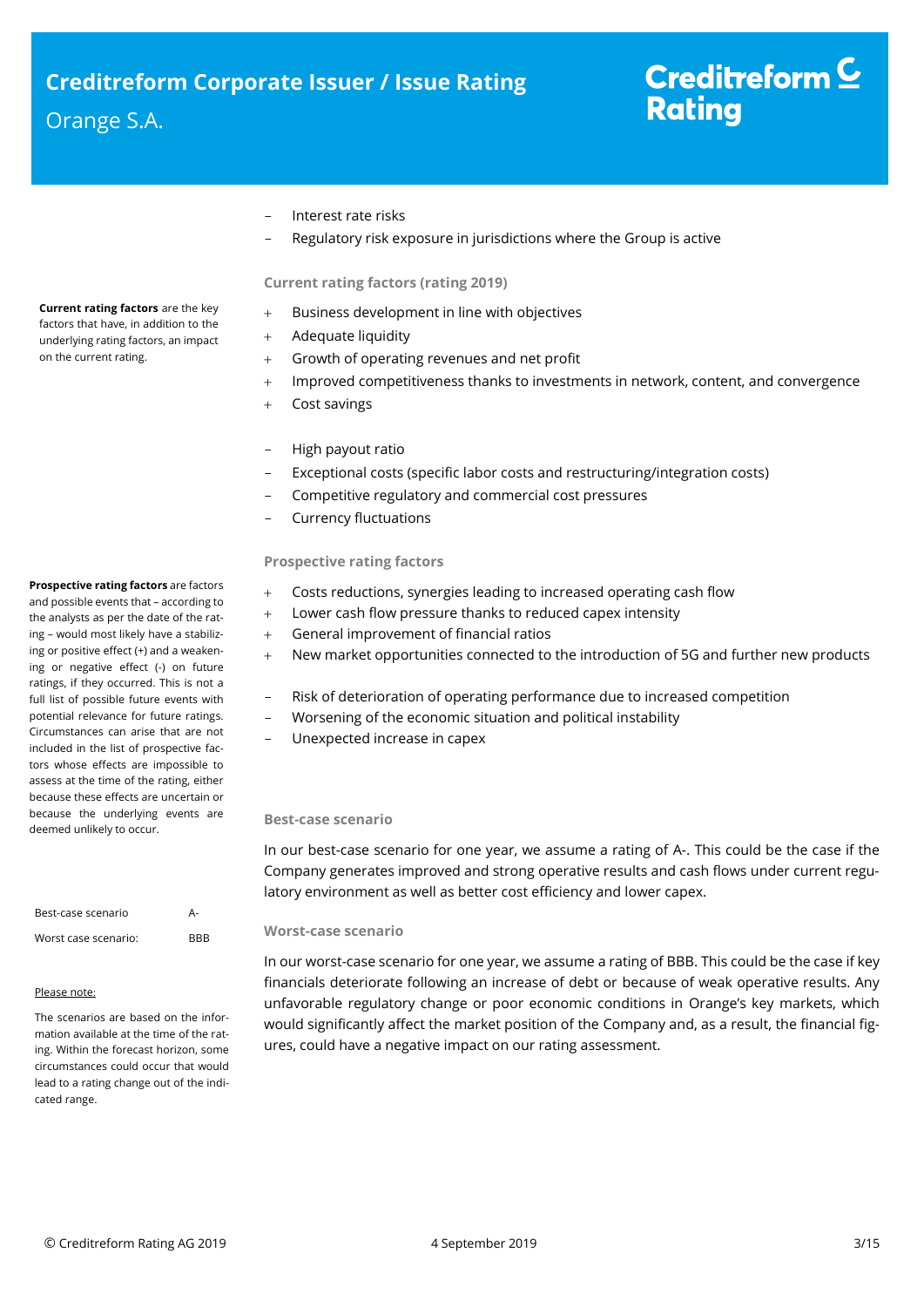- Interest rate risks
- Regulatory risk exposure in jurisdictions where the Group is active

**Current rating factors** are the key factors that have, in addition to the underlying rating factors, an impact on the current rating.

### Current rating factors (rating 2019)

+ Business development in line with objectives
+ Adequate liquidity
+ Growth of operating revenues and net profit
+ Improved competitiveness thanks to investments in network, content, and convergence
+ Cost savings

- High payout ratio
- Exceptional costs (specific labor costs and restructuring/integration costs)
- Competitive regulatory and commercial cost pressures
- Currency fluctuations

**Prospective rating factors** are factors and possible events that – according to the analysts as per the date of the rating – would most likely have a stabilizing or positive effect (+) and a weakening or negative effect (-) on future ratings, if they occurred. This is not a full list of possible future events with potential relevance for future ratings. Circumstances can arise that are not included in the list of prospective factors whose effects are impossible to assess at the time of the rating, either because these effects are uncertain or because the underlying events are deemed unlikely to occur.

### Prospective rating factors

+ Costs reductions, synergies leading to increased operating cash flow
+ Lower cash flow pressure thanks to reduced capex intensity
+ General improvement of financial ratios
+ New market opportunities connected to the introduction of 5G and further new products

- Risk of deterioration of operating performance due to increased competition
- Worsening of the economic situation and political instability
- Unexpected increase in capex

| Best-case scenario | A- |
|---|---|
| Worst case scenario: | BBB |

Please note:

The scenarios are based on the information available at the time of the rating. Within the forecast horizon, some circumstances could occur that would lead to a rating change out of the indicated range.

### Best-case scenario

In our best-case scenario for one year, we assume a rating of A-. This could be the case if the Company generates improved and strong operative results and cash flows under current regulatory environment as well as better cost efficiency and lower capex.

### Worst-case scenario

In our worst-case scenario for one year, we assume a rating of BBB. This could be the case if key financials deteriorate following an increase of debt or because of weak operative results. Any unfavorable regulatory change or poor economic conditions in Orange's key markets, which would significantly affect the market position of the Company and, as a result, the financial figures, could have a negative impact on our rating assessment.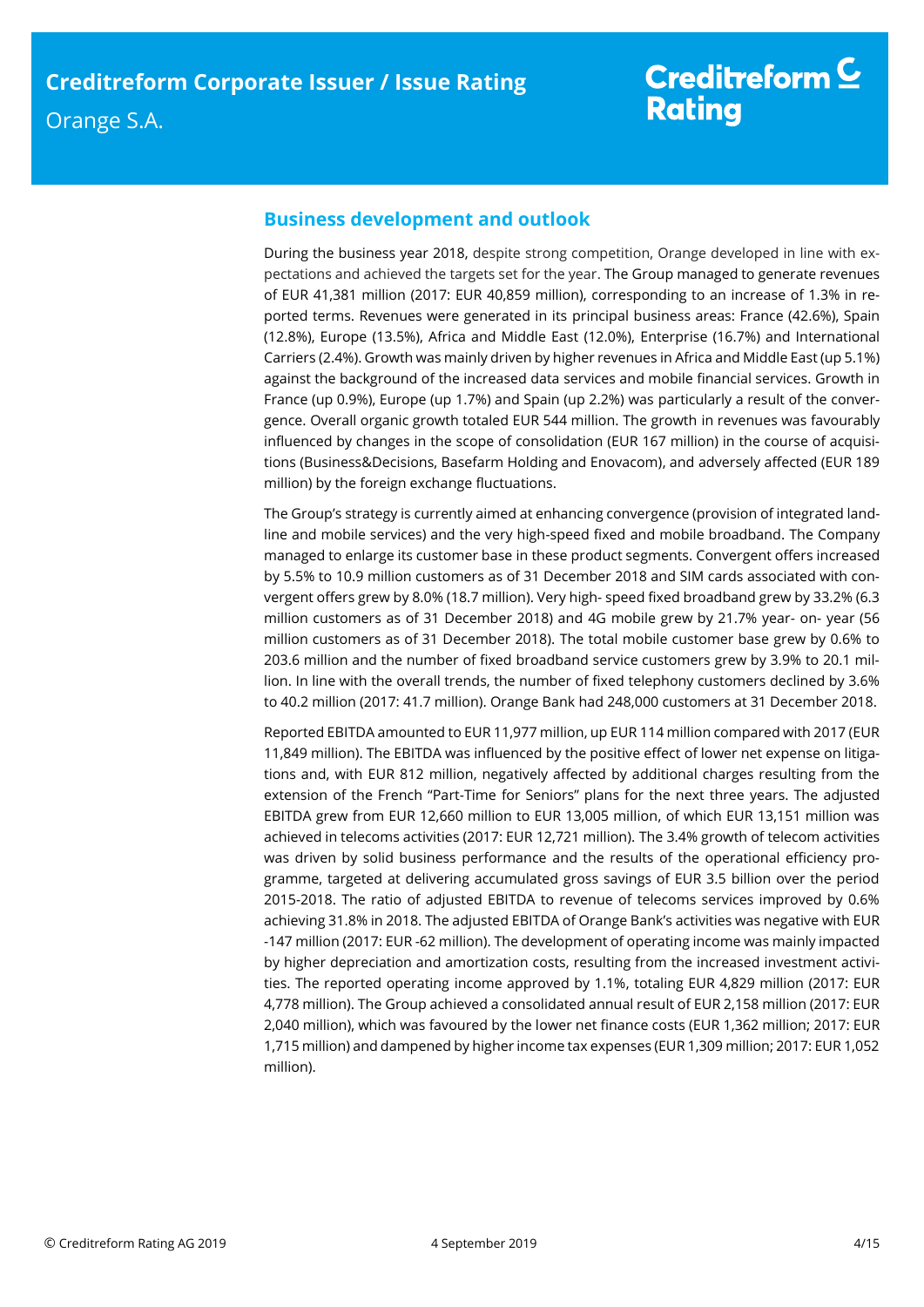## Business development and outlook

During the business year 2018, despite strong competition, Orange developed in line with expectations and achieved the targets set for the year. The Group managed to generate revenues of EUR 41,381 million (2017: EUR 40,859 million), corresponding to an increase of 1.3% in reported terms. Revenues were generated in its principal business areas: France (42.6%), Spain (12.8%), Europe (13.5%), Africa and Middle East (12.0%), Enterprise (16.7%) and International Carriers (2.4%). Growth was mainly driven by higher revenues in Africa and Middle East (up 5.1%) against the background of the increased data services and mobile financial services. Growth in France (up 0.9%), Europe (up 1.7%) and Spain (up 2.2%) was particularly a result of the convergence. Overall organic growth totaled EUR 544 million. The growth in revenues was favourably influenced by changes in the scope of consolidation (EUR 167 million) in the course of acquisitions (Business&Decisions, Basefarm Holding and Enovacom), and adversely affected (EUR 189 million) by the foreign exchange fluctuations.

The Group's strategy is currently aimed at enhancing convergence (provision of integrated landline and mobile services) and the very high-speed fixed and mobile broadband. The Company managed to enlarge its customer base in these product segments. Convergent offers increased by 5.5% to 10.9 million customers as of 31 December 2018 and SIM cards associated with convergent offers grew by 8.0% (18.7 million). Very high- speed fixed broadband grew by 33.2% (6.3 million customers as of 31 December 2018) and 4G mobile grew by 21.7% year- on- year (56 million customers as of 31 December 2018). The total mobile customer base grew by 0.6% to 203.6 million and the number of fixed broadband service customers grew by 3.9% to 20.1 million. In line with the overall trends, the number of fixed telephony customers declined by 3.6% to 40.2 million (2017: 41.7 million). Orange Bank had 248,000 customers at 31 December 2018.

Reported EBITDA amounted to EUR 11,977 million, up EUR 114 million compared with 2017 (EUR 11,849 million). The EBITDA was influenced by the positive effect of lower net expense on litigations and, with EUR 812 million, negatively affected by additional charges resulting from the extension of the French "Part-Time for Seniors" plans for the next three years. The adjusted EBITDA grew from EUR 12,660 million to EUR 13,005 million, of which EUR 13,151 million was achieved in telecoms activities (2017: EUR 12,721 million). The 3.4% growth of telecom activities was driven by solid business performance and the results of the operational efficiency programme, targeted at delivering accumulated gross savings of EUR 3.5 billion over the period 2015-2018. The ratio of adjusted EBITDA to revenue of telecoms services improved by 0.6% achieving 31.8% in 2018. The adjusted EBITDA of Orange Bank's activities was negative with EUR -147 million (2017: EUR -62 million). The development of operating income was mainly impacted by higher depreciation and amortization costs, resulting from the increased investment activities. The reported operating income approved by 1.1%, totaling EUR 4,829 million (2017: EUR 4,778 million). The Group achieved a consolidated annual result of EUR 2,158 million (2017: EUR 2,040 million), which was favoured by the lower net finance costs (EUR 1,362 million; 2017: EUR 1,715 million) and dampened by higher income tax expenses (EUR 1,309 million; 2017: EUR 1,052 million).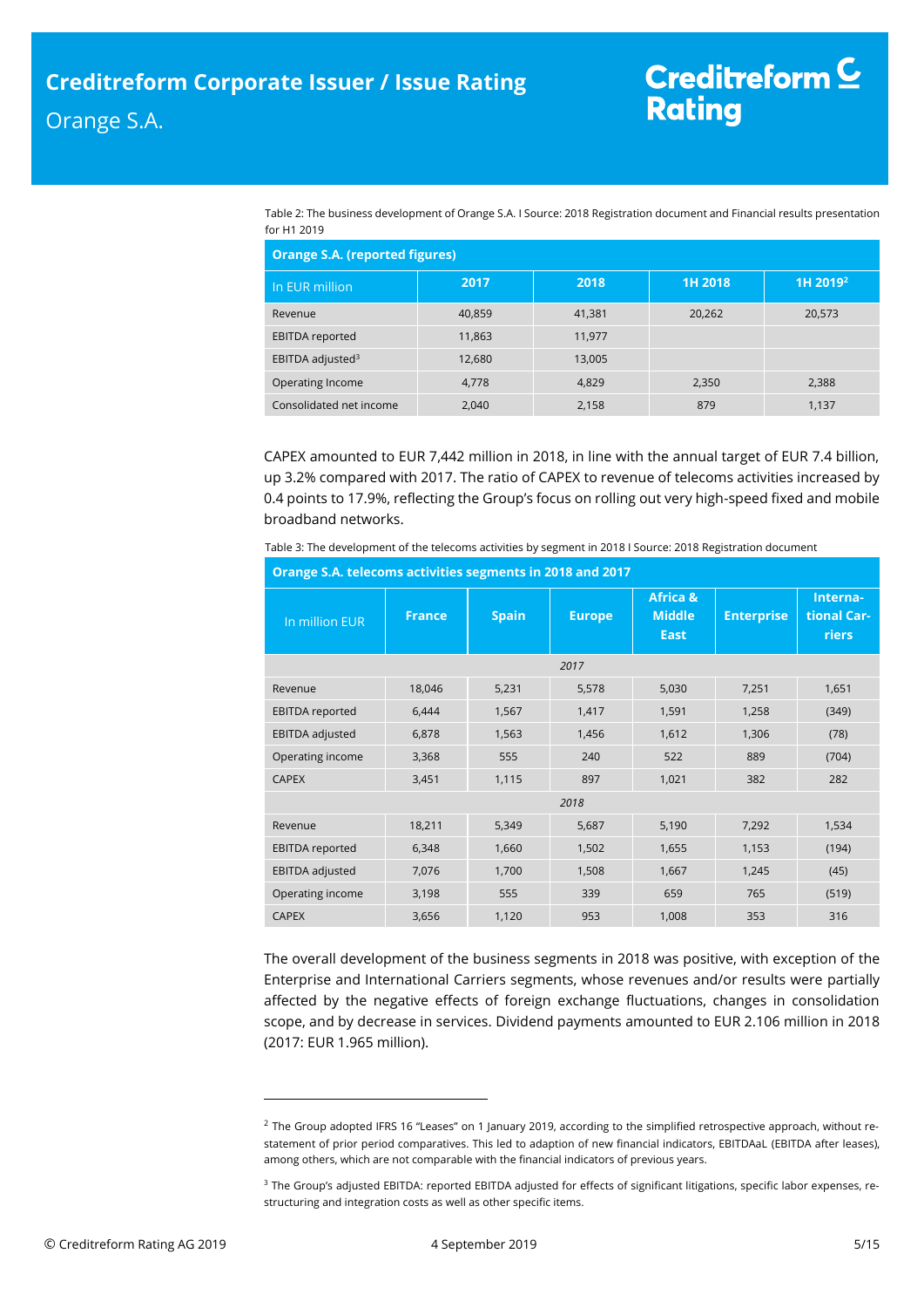Table 2: The business development of Orange S.A. I Source: 2018 Registration document and Financial results presentation for H1 2019

| Orange S.A. (reported figures) | | | | |
|---|---|---|---|---|
| In EUR million | 2017 | 2018 | 1H 2018 | 1H 2019[2] |
| Revenue | 40,859 | 41,381 | 20,262 | 20,573 |
| EBITDA reported | 11,863 | 11,977 | | |
| EBITDA adjusted[3] | 12,680 | 13,005 | | |
| Operating Income | 4,778 | 4,829 | 2,350 | 2,388 |
| Consolidated net income | 2,040 | 2,158 | 879 | 1,137 |

CAPEX amounted to EUR 7,442 million in 2018, in line with the annual target of EUR 7.4 billion, up 3.2% compared with 2017. The ratio of CAPEX to revenue of telecoms activities increased by 0.4 points to 17.9%, reflecting the Group's focus on rolling out very high-speed fixed and mobile broadband networks.

Table 3: The development of the telecoms activities by segment in 2018 I Source: 2018 Registration document

| Orange S.A. telecoms activities segments in 2018 and 2017 | | | | | | |
|---|---|---|---|---|---|---|
| In million EUR | France | Spain | Europe | Africa & Middle East | Enterprise | International Carriers |
| *2017* | | | | | | |
| Revenue | 18,046 | 5,231 | 5,578 | 5,030 | 7,251 | 1,651 |
| EBITDA reported | 6,444 | 1,567 | 1,417 | 1,591 | 1,258 | (349) |
| EBITDA adjusted | 6,878 | 1,563 | 1,456 | 1,612 | 1,306 | (78) |
| Operating income | 3,368 | 555 | 240 | 522 | 889 | (704) |
| CAPEX | 3,451 | 1,115 | 897 | 1,021 | 382 | 282 |
| *2018* | | | | | | |
| Revenue | 18,211 | 5,349 | 5,687 | 5,190 | 7,292 | 1,534 |
| EBITDA reported | 6,348 | 1,660 | 1,502 | 1,655 | 1,153 | (194) |
| EBITDA adjusted | 7,076 | 1,700 | 1,508 | 1,667 | 1,245 | (45) |
| Operating income | 3,198 | 555 | 339 | 659 | 765 | (519) |
| CAPEX | 3,656 | 1,120 | 953 | 1,008 | 353 | 316 |

The overall development of the business segments in 2018 was positive, with exception of the Enterprise and International Carriers segments, whose revenues and/or results were partially affected by the negative effects of foreign exchange fluctuations, changes in consolidation scope, and by decrease in services. Dividend payments amounted to EUR 2.106 million in 2018 (2017: EUR 1.965 million).

---

[2] The Group adopted IFRS 16 "Leases" on 1 January 2019, according to the simplified retrospective approach, without restatement of prior period comparatives. This led to adaption of new financial indicators, EBITDAaL (EBITDA after leases), among others, which are not comparable with the financial indicators of previous years.

[3] The Group's adjusted EBITDA: reported EBITDA adjusted for effects of significant litigations, specific labor expenses, restructuring and integration costs as well as other specific items.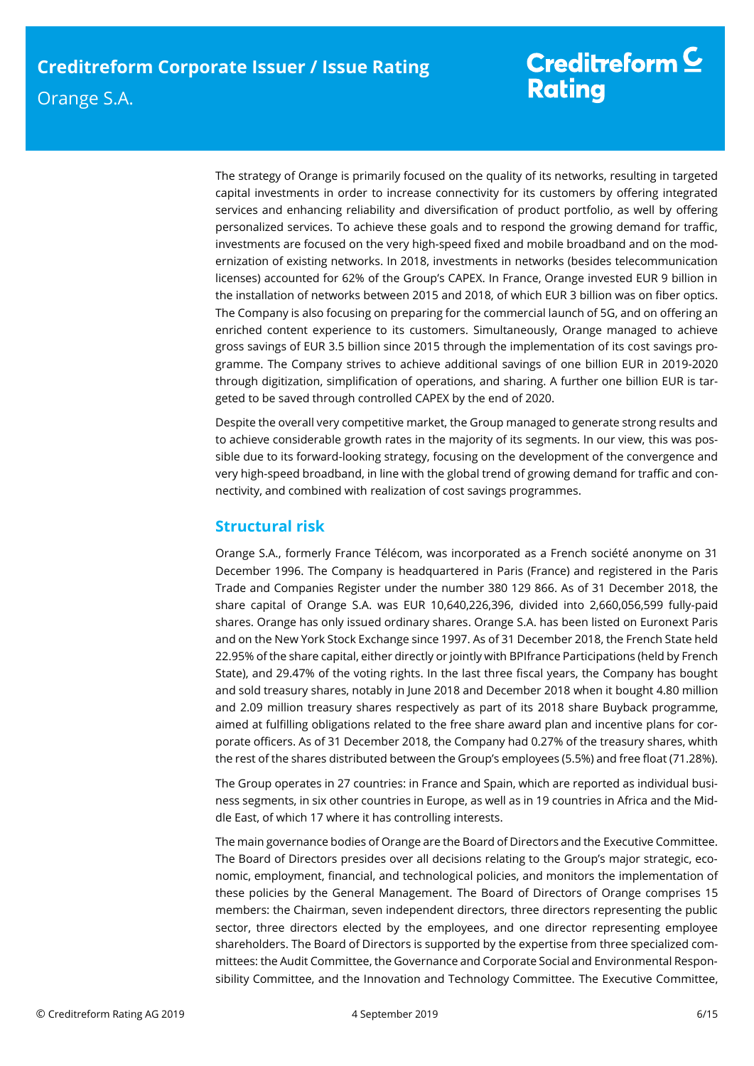The strategy of Orange is primarily focused on the quality of its networks, resulting in targeted capital investments in order to increase connectivity for its customers by offering integrated services and enhancing reliability and diversification of product portfolio, as well by offering personalized services. To achieve these goals and to respond the growing demand for traffic, investments are focused on the very high-speed fixed and mobile broadband and on the modernization of existing networks. In 2018, investments in networks (besides telecommunication licenses) accounted for 62% of the Group's CAPEX. In France, Orange invested EUR 9 billion in the installation of networks between 2015 and 2018, of which EUR 3 billion was on fiber optics. The Company is also focusing on preparing for the commercial launch of 5G, and on offering an enriched content experience to its customers. Simultaneously, Orange managed to achieve gross savings of EUR 3.5 billion since 2015 through the implementation of its cost savings programme. The Company strives to achieve additional savings of one billion EUR in 2019-2020 through digitization, simplification of operations, and sharing. A further one billion EUR is targeted to be saved through controlled CAPEX by the end of 2020.

Despite the overall very competitive market, the Group managed to generate strong results and to achieve considerable growth rates in the majority of its segments. In our view, this was possible due to its forward-looking strategy, focusing on the development of the convergence and very high-speed broadband, in line with the global trend of growing demand for traffic and connectivity, and combined with realization of cost savings programmes.

## Structural risk

Orange S.A., formerly France Télécom, was incorporated as a French société anonyme on 31 December 1996. The Company is headquartered in Paris (France) and registered in the Paris Trade and Companies Register under the number 380 129 866. As of 31 December 2018, the share capital of Orange S.A. was EUR 10,640,226,396, divided into 2,660,056,599 fully-paid shares. Orange has only issued ordinary shares. Orange S.A. has been listed on Euronext Paris and on the New York Stock Exchange since 1997. As of 31 December 2018, the French State held 22.95% of the share capital, either directly or jointly with BPIfrance Participations (held by French State), and 29.47% of the voting rights. In the last three fiscal years, the Company has bought and sold treasury shares, notably in June 2018 and December 2018 when it bought 4.80 million and 2.09 million treasury shares respectively as part of its 2018 share Buyback programme, aimed at fulfilling obligations related to the free share award plan and incentive plans for corporate officers. As of 31 December 2018, the Company had 0.27% of the treasury shares, whith the rest of the shares distributed between the Group's employees (5.5%) and free float (71.28%).

The Group operates in 27 countries: in France and Spain, which are reported as individual business segments, in six other countries in Europe, as well as in 19 countries in Africa and the Middle East, of which 17 where it has controlling interests.

The main governance bodies of Orange are the Board of Directors and the Executive Committee. The Board of Directors presides over all decisions relating to the Group's major strategic, economic, employment, financial, and technological policies, and monitors the implementation of these policies by the General Management. The Board of Directors of Orange comprises 15 members: the Chairman, seven independent directors, three directors representing the public sector, three directors elected by the employees, and one director representing employee shareholders. The Board of Directors is supported by the expertise from three specialized committees: the Audit Committee, the Governance and Corporate Social and Environmental Responsibility Committee, and the Innovation and Technology Committee. The Executive Committee,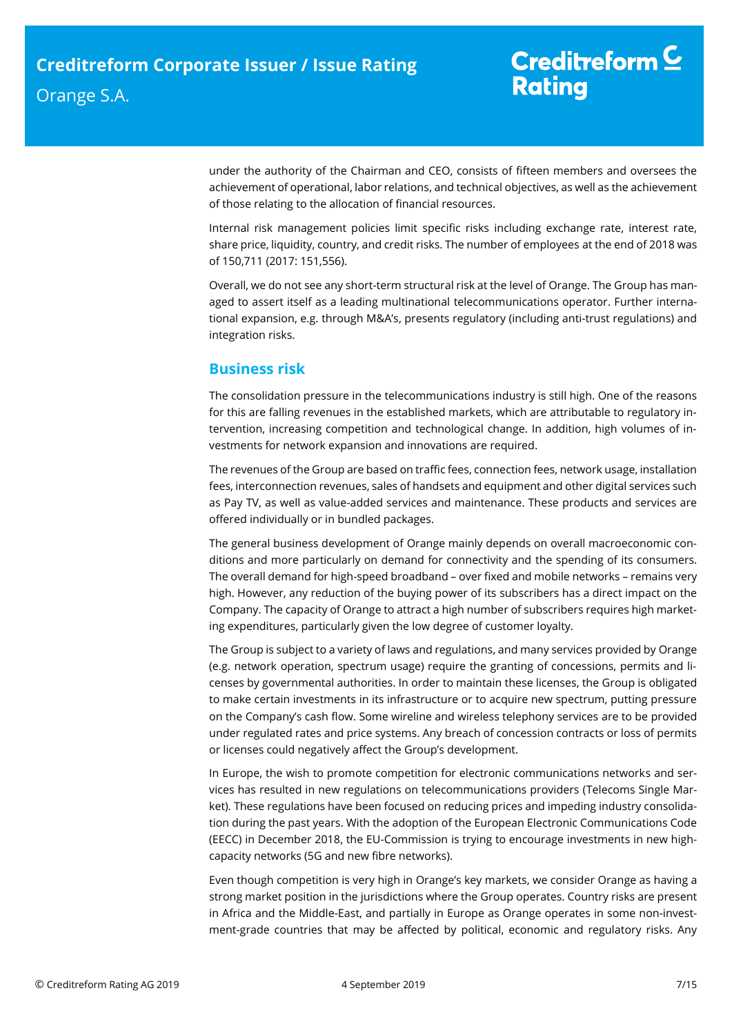under the authority of the Chairman and CEO, consists of fifteen members and oversees the achievement of operational, labor relations, and technical objectives, as well as the achievement of those relating to the allocation of financial resources.

Internal risk management policies limit specific risks including exchange rate, interest rate, share price, liquidity, country, and credit risks. The number of employees at the end of 2018 was of 150,711 (2017: 151,556).

Overall, we do not see any short-term structural risk at the level of Orange. The Group has managed to assert itself as a leading multinational telecommunications operator. Further international expansion, e.g. through M&A's, presents regulatory (including anti-trust regulations) and integration risks.

## Business risk

The consolidation pressure in the telecommunications industry is still high. One of the reasons for this are falling revenues in the established markets, which are attributable to regulatory intervention, increasing competition and technological change. In addition, high volumes of investments for network expansion and innovations are required.

The revenues of the Group are based on traffic fees, connection fees, network usage, installation fees, interconnection revenues, sales of handsets and equipment and other digital services such as Pay TV, as well as value-added services and maintenance. These products and services are offered individually or in bundled packages.

The general business development of Orange mainly depends on overall macroeconomic conditions and more particularly on demand for connectivity and the spending of its consumers. The overall demand for high-speed broadband – over fixed and mobile networks – remains very high. However, any reduction of the buying power of its subscribers has a direct impact on the Company. The capacity of Orange to attract a high number of subscribers requires high marketing expenditures, particularly given the low degree of customer loyalty.

The Group is subject to a variety of laws and regulations, and many services provided by Orange (e.g. network operation, spectrum usage) require the granting of concessions, permits and licenses by governmental authorities. In order to maintain these licenses, the Group is obligated to make certain investments in its infrastructure or to acquire new spectrum, putting pressure on the Company's cash flow. Some wireline and wireless telephony services are to be provided under regulated rates and price systems. Any breach of concession contracts or loss of permits or licenses could negatively affect the Group's development.

In Europe, the wish to promote competition for electronic communications networks and services has resulted in new regulations on telecommunications providers (Telecoms Single Market). These regulations have been focused on reducing prices and impeding industry consolidation during the past years. With the adoption of the European Electronic Communications Code (EECC) in December 2018, the EU-Commission is trying to encourage investments in new high-capacity networks (5G and new fibre networks).

Even though competition is very high in Orange's key markets, we consider Orange as having a strong market position in the jurisdictions where the Group operates. Country risks are present in Africa and the Middle-East, and partially in Europe as Orange operates in some non-investment-grade countries that may be affected by political, economic and regulatory risks. Any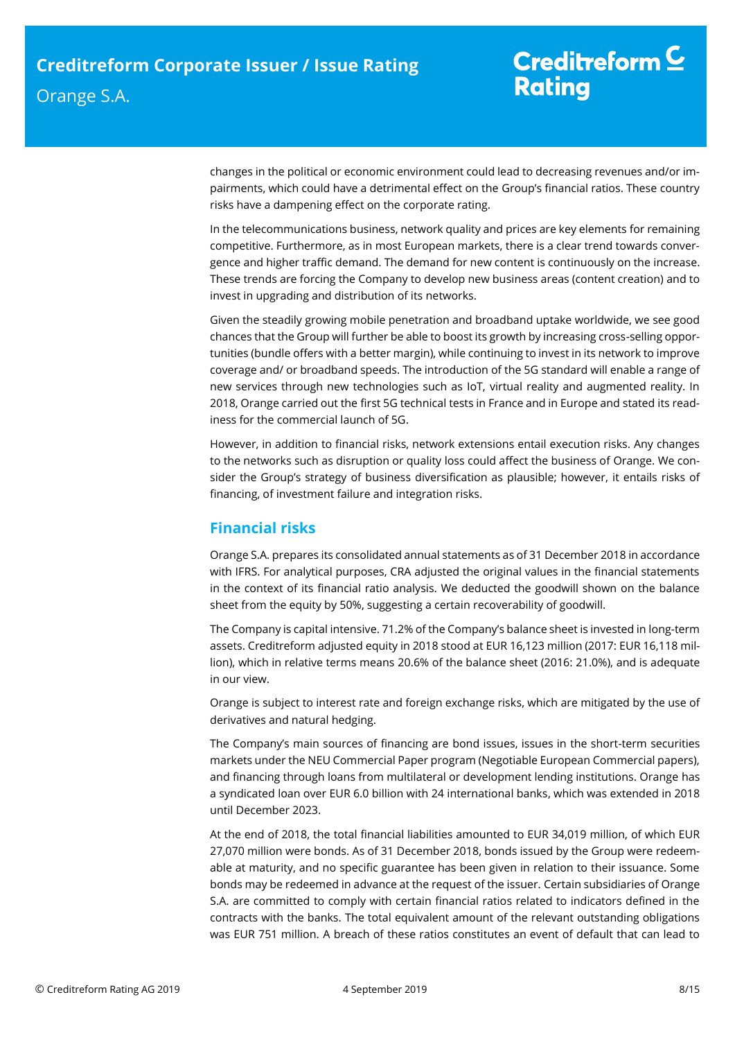changes in the political or economic environment could lead to decreasing revenues and/or impairments, which could have a detrimental effect on the Group's financial ratios. These country risks have a dampening effect on the corporate rating.

In the telecommunications business, network quality and prices are key elements for remaining competitive. Furthermore, as in most European markets, there is a clear trend towards convergence and higher traffic demand. The demand for new content is continuously on the increase. These trends are forcing the Company to develop new business areas (content creation) and to invest in upgrading and distribution of its networks.

Given the steadily growing mobile penetration and broadband uptake worldwide, we see good chances that the Group will further be able to boost its growth by increasing cross-selling opportunities (bundle offers with a better margin), while continuing to invest in its network to improve coverage and/ or broadband speeds. The introduction of the 5G standard will enable a range of new services through new technologies such as IoT, virtual reality and augmented reality. In 2018, Orange carried out the first 5G technical tests in France and in Europe and stated its readiness for the commercial launch of 5G.

However, in addition to financial risks, network extensions entail execution risks. Any changes to the networks such as disruption or quality loss could affect the business of Orange. We consider the Group's strategy of business diversification as plausible; however, it entails risks of financing, of investment failure and integration risks.

## Financial risks

Orange S.A. prepares its consolidated annual statements as of 31 December 2018 in accordance with IFRS. For analytical purposes, CRA adjusted the original values in the financial statements in the context of its financial ratio analysis. We deducted the goodwill shown on the balance sheet from the equity by 50%, suggesting a certain recoverability of goodwill.

The Company is capital intensive. 71.2% of the Company's balance sheet is invested in long-term assets. Creditreform adjusted equity in 2018 stood at EUR 16,123 million (2017: EUR 16,118 million), which in relative terms means 20.6% of the balance sheet (2016: 21.0%), and is adequate in our view.

Orange is subject to interest rate and foreign exchange risks, which are mitigated by the use of derivatives and natural hedging.

The Company's main sources of financing are bond issues, issues in the short-term securities markets under the NEU Commercial Paper program (Negotiable European Commercial papers), and financing through loans from multilateral or development lending institutions. Orange has a syndicated loan over EUR 6.0 billion with 24 international banks, which was extended in 2018 until December 2023.

At the end of 2018, the total financial liabilities amounted to EUR 34,019 million, of which EUR 27,070 million were bonds. As of 31 December 2018, bonds issued by the Group were redeemable at maturity, and no specific guarantee has been given in relation to their issuance. Some bonds may be redeemed in advance at the request of the issuer. Certain subsidiaries of Orange S.A. are committed to comply with certain financial ratios related to indicators defined in the contracts with the banks. The total equivalent amount of the relevant outstanding obligations was EUR 751 million. A breach of these ratios constitutes an event of default that can lead to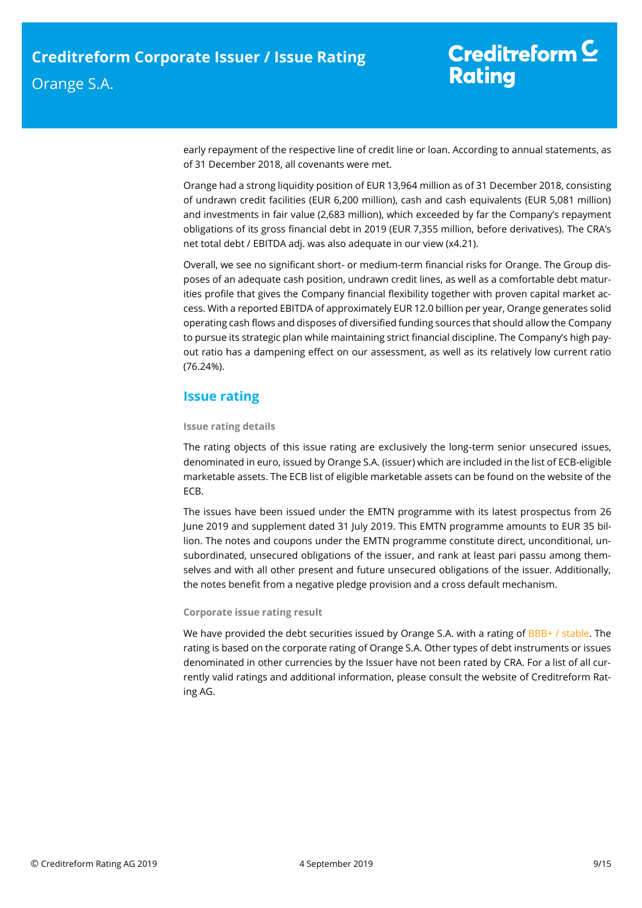early repayment of the respective line of credit line or loan. According to annual statements, as of 31 December 2018, all covenants were met.

Orange had a strong liquidity position of EUR 13,964 million as of 31 December 2018, consisting of undrawn credit facilities (EUR 6,200 million), cash and cash equivalents (EUR 5,081 million) and investments in fair value (2,683 million), which exceeded by far the Company's repayment obligations of its gross financial debt in 2019 (EUR 7,355 million, before derivatives). The CRA's net total debt / EBITDA adj. was also adequate in our view (x4.21).

Overall, we see no significant short- or medium-term financial risks for Orange. The Group disposes of an adequate cash position, undrawn credit lines, as well as a comfortable debt maturities profile that gives the Company financial flexibility together with proven capital market access. With a reported EBITDA of approximately EUR 12.0 billion per year, Orange generates solid operating cash flows and disposes of diversified funding sources that should allow the Company to pursue its strategic plan while maintaining strict financial discipline. The Company's high payout ratio has a dampening effect on our assessment, as well as its relatively low current ratio (76.24%).

## Issue rating

#### Issue rating details

The rating objects of this issue rating are exclusively the long-term senior unsecured issues, denominated in euro, issued by Orange S.A. (issuer) which are included in the list of ECB-eligible marketable assets. The ECB list of eligible marketable assets can be found on the website of the ECB.

The issues have been issued under the EMTN programme with its latest prospectus from 26 June 2019 and supplement dated 31 July 2019. This EMTN programme amounts to EUR 35 billion. The notes and coupons under the EMTN programme constitute direct, unconditional, unsubordinated, unsecured obligations of the issuer, and rank at least pari passu among themselves and with all other present and future unsecured obligations of the issuer. Additionally, the notes benefit from a negative pledge provision and a cross default mechanism.

#### Corporate issue rating result

We have provided the debt securities issued by Orange S.A. with a rating of BBB+ / stable. The rating is based on the corporate rating of Orange S.A. Other types of debt instruments or issues denominated in other currencies by the Issuer have not been rated by CRA. For a list of all currently valid ratings and additional information, please consult the website of Creditreform Rating AG.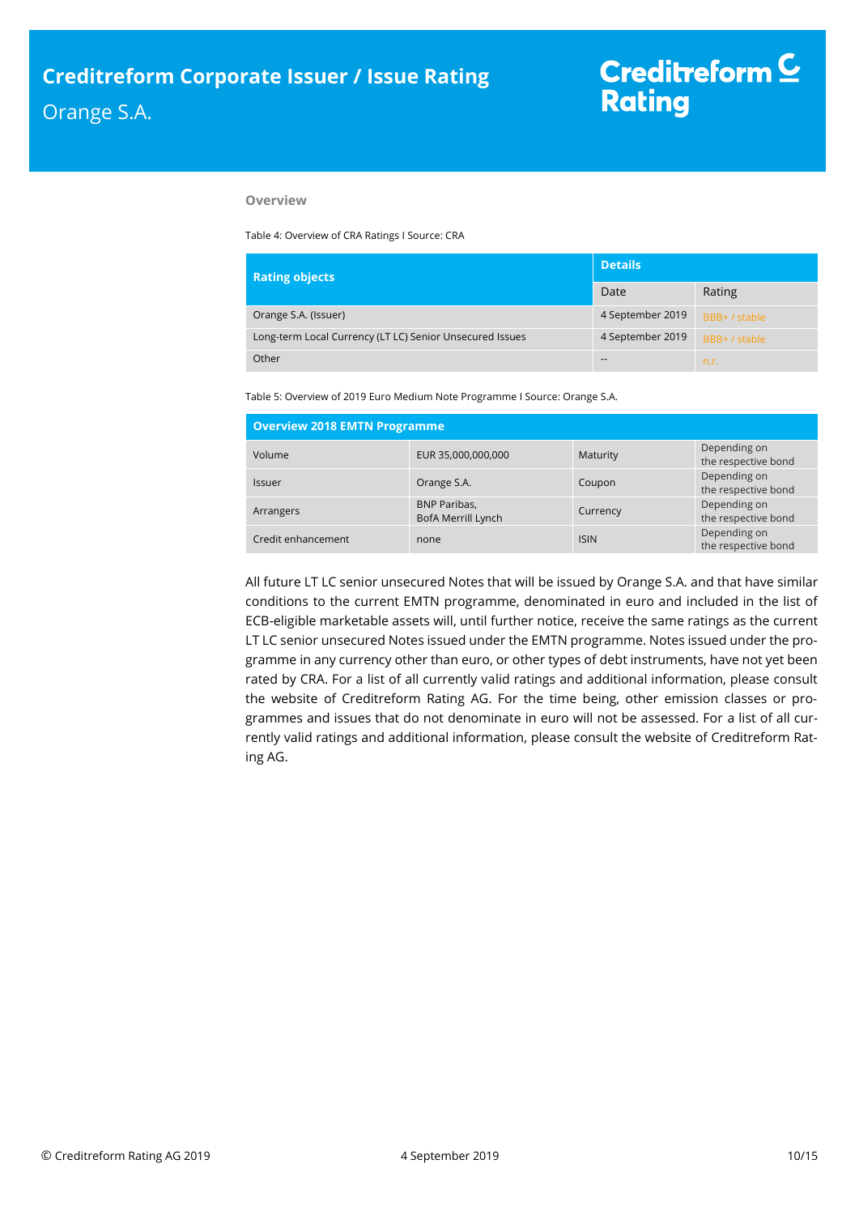## Overview

Table 4: Overview of CRA Ratings I Source: CRA

| Rating objects | Details | |
|---|---|---|
| | Date | Rating |
| Orange S.A. (Issuer) | 4 September 2019 | BBB+ / stable |
| Long-term Local Currency (LT LC) Senior Unsecured Issues | 4 September 2019 | BBB+ / stable |
| Other | -- | n.r. |

Table 5: Overview of 2019 Euro Medium Note Programme I Source: Orange S.A.

| Overview 2018 EMTN Programme | | | |
|---|---|---|---|
| Volume | EUR 35,000,000,000 | Maturity | Depending on the respective bond |
| Issuer | Orange S.A. | Coupon | Depending on the respective bond |
| Arrangers | BNP Paribas, BofA Merrill Lynch | Currency | Depending on the respective bond |
| Credit enhancement | none | ISIN | Depending on the respective bond |

All future LT LC senior unsecured Notes that will be issued by Orange S.A. and that have similar conditions to the current EMTN programme, denominated in euro and included in the list of ECB-eligible marketable assets will, until further notice, receive the same ratings as the current LT LC senior unsecured Notes issued under the EMTN programme. Notes issued under the programme in any currency other than euro, or other types of debt instruments, have not yet been rated by CRA. For a list of all currently valid ratings and additional information, please consult the website of Creditreform Rating AG. For the time being, other emission classes or programmes and issues that do not denominate in euro will not be assessed. For a list of all currently valid ratings and additional information, please consult the website of Creditreform Rating AG.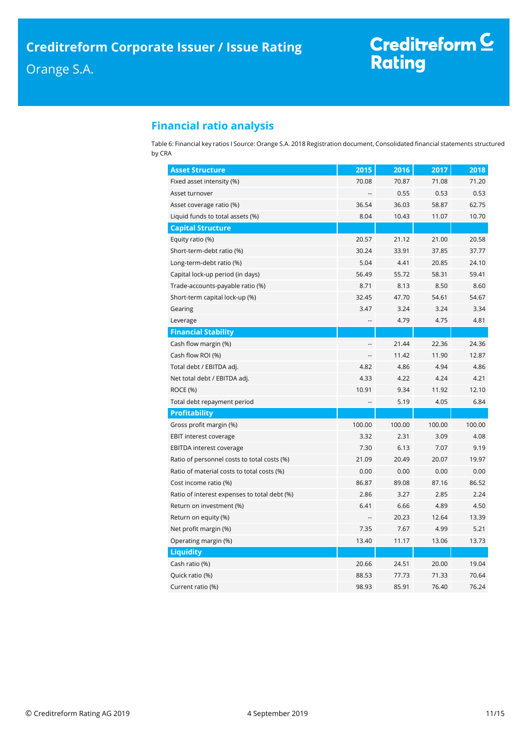## Financial ratio analysis

Table 6: Financial key ratios I Source: Orange S.A. 2018 Registration document, Consolidated financial statements structured by CRA

| Asset Structure | 2015 | 2016 | 2017 | 2018 |
|---|---|---|---|---|
| Fixed asset intensity (%) | 70.08 | 70.87 | 71.08 | 71.20 |
| Asset turnover | -- | 0.55 | 0.53 | 0.53 |
| Asset coverage ratio (%) | 36.54 | 36.03 | 58.87 | 62.75 |
| Liquid funds to total assets (%) | 8.04 | 10.43 | 11.07 | 10.70 |
| **Capital Structure** | | | | |
| Equity ratio (%) | 20.57 | 21.12 | 21.00 | 20.58 |
| Short-term-debt ratio (%) | 30.24 | 33.91 | 37.85 | 37.77 |
| Long-term-debt ratio (%) | 5.04 | 4.41 | 20.85 | 24.10 |
| Capital lock-up period (in days) | 56.49 | 55.72 | 58.31 | 59.41 |
| Trade-accounts-payable ratio (%) | 8.71 | 8.13 | 8.50 | 8.60 |
| Short-term capital lock-up (%) | 32.45 | 47.70 | 54.61 | 54.67 |
| Gearing | 3.47 | 3.24 | 3.24 | 3.34 |
| Leverage | -- | 4.79 | 4.75 | 4.81 |
| **Financial Stability** | | | | |
| Cash flow margin (%) | -- | 21.44 | 22.36 | 24.36 |
| Cash flow ROI (%) | -- | 11.42 | 11.90 | 12.87 |
| Total debt / EBITDA adj. | 4.82 | 4.86 | 4.94 | 4.86 |
| Net total debt / EBITDA adj. | 4.33 | 4.22 | 4.24 | 4.21 |
| ROCE (%) | 10.91 | 9.34 | 11.92 | 12.10 |
| Total debt repayment period | -- | 5.19 | 4.05 | 6.84 |
| **Profitability** | | | | |
| Gross profit margin (%) | 100.00 | 100.00 | 100.00 | 100.00 |
| EBIT interest coverage | 3.32 | 2.31 | 3.09 | 4.08 |
| EBITDA interest coverage | 7.30 | 6.13 | 7.07 | 9.19 |
| Ratio of personnel costs to total costs (%) | 21.09 | 20.49 | 20.07 | 19.97 |
| Ratio of material costs to total costs (%) | 0.00 | 0.00 | 0.00 | 0.00 |
| Cost income ratio (%) | 86.87 | 89.08 | 87.16 | 86.52 |
| Ratio of interest expenses to total debt (%) | 2.86 | 3.27 | 2.85 | 2.24 |
| Return on investment (%) | 6.41 | 6.66 | 4.89 | 4.50 |
| Return on equity (%) | -- | 20.23 | 12.64 | 13.39 |
| Net profit margin (%) | 7.35 | 7.67 | 4.99 | 5.21 |
| Operating margin (%) | 13.40 | 11.17 | 13.06 | 13.73 |
| **Liquidity** | | | | |
| Cash ratio (%) | 20.66 | 24.51 | 20.00 | 19.04 |
| Quick ratio (%) | 88.53 | 77.73 | 71.33 | 70.64 |
| Current ratio (%) | 98.93 | 85.91 | 76.40 | 76.24 |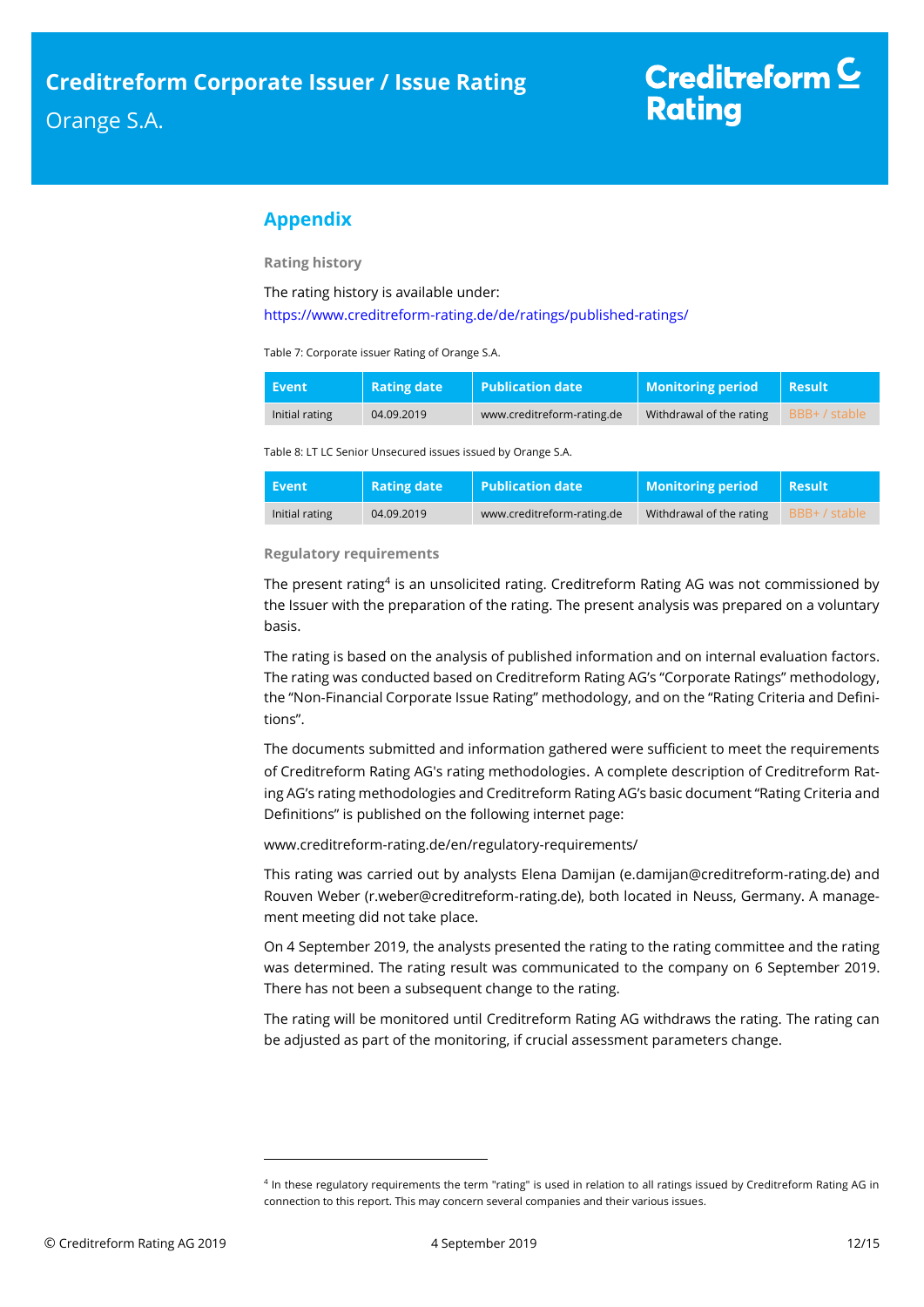## Appendix

**Rating history**

The rating history is available under:
https://www.creditreform-rating.de/de/ratings/published-ratings/

Table 7: Corporate issuer Rating of Orange S.A.

| Event | Rating date | Publication date | Monitoring period | Result |
|---|---|---|---|---|
| Initial rating | 04.09.2019 | www.creditreform-rating.de | Withdrawal of the rating | BBB+ / stable |

Table 8: LT LC Senior Unsecured issues issued by Orange S.A.

| Event | Rating date | Publication date | Monitoring period | Result |
|---|---|---|---|---|
| Initial rating | 04.09.2019 | www.creditreform-rating.de | Withdrawal of the rating | BBB+ / stable |

**Regulatory requirements**

The present rating[4] is an unsolicited rating. Creditreform Rating AG was not commissioned by the Issuer with the preparation of the rating. The present analysis was prepared on a voluntary basis.

The rating is based on the analysis of published information and on internal evaluation factors. The rating was conducted based on Creditreform Rating AG's "Corporate Ratings" methodology, the "Non-Financial Corporate Issue Rating" methodology, and on the "Rating Criteria and Definitions".

The documents submitted and information gathered were sufficient to meet the requirements of Creditreform Rating AG's rating methodologies. A complete description of Creditreform Rating AG's rating methodologies and Creditreform Rating AG's basic document "Rating Criteria and Definitions" is published on the following internet page:

www.creditreform-rating.de/en/regulatory-requirements/

This rating was carried out by analysts Elena Damijan (e.damijan@creditreform-rating.de) and Rouven Weber (r.weber@creditreform-rating.de), both located in Neuss, Germany. A management meeting did not take place.

On 4 September 2019, the analysts presented the rating to the rating committee and the rating was determined. The rating result was communicated to the company on 6 September 2019. There has not been a subsequent change to the rating.

The rating will be monitored until Creditreform Rating AG withdraws the rating. The rating can be adjusted as part of the monitoring, if crucial assessment parameters change.

[4] In these regulatory requirements the term "rating" is used in relation to all ratings issued by Creditreform Rating AG in connection to this report. This may concern several companies and their various issues.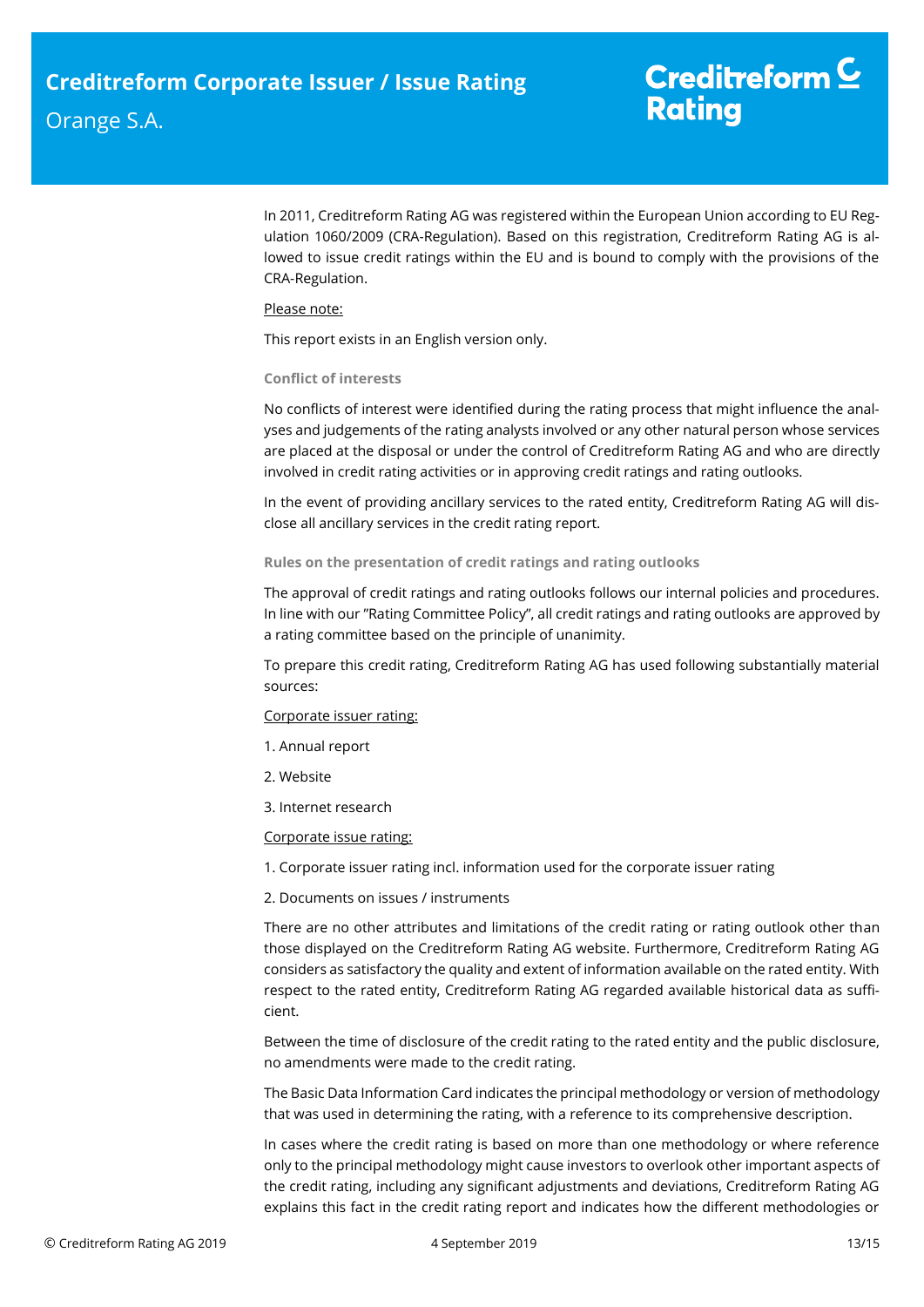In 2011, Creditreform Rating AG was registered within the European Union according to EU Regulation 1060/2009 (CRA-Regulation). Based on this registration, Creditreform Rating AG is allowed to issue credit ratings within the EU and is bound to comply with the provisions of the CRA-Regulation.

Please note:

This report exists in an English version only.

#### Conflict of interests

No conflicts of interest were identified during the rating process that might influence the analyses and judgements of the rating analysts involved or any other natural person whose services are placed at the disposal or under the control of Creditreform Rating AG and who are directly involved in credit rating activities or in approving credit ratings and rating outlooks.

In the event of providing ancillary services to the rated entity, Creditreform Rating AG will disclose all ancillary services in the credit rating report.

#### Rules on the presentation of credit ratings and rating outlooks

The approval of credit ratings and rating outlooks follows our internal policies and procedures. In line with our "Rating Committee Policy", all credit ratings and rating outlooks are approved by a rating committee based on the principle of unanimity.

To prepare this credit rating, Creditreform Rating AG has used following substantially material sources:

Corporate issuer rating:

1. Annual report
2. Website
3. Internet research

Corporate issue rating:

1. Corporate issuer rating incl. information used for the corporate issuer rating
2. Documents on issues / instruments

There are no other attributes and limitations of the credit rating or rating outlook other than those displayed on the Creditreform Rating AG website. Furthermore, Creditreform Rating AG considers as satisfactory the quality and extent of information available on the rated entity. With respect to the rated entity, Creditreform Rating AG regarded available historical data as sufficient.

Between the time of disclosure of the credit rating to the rated entity and the public disclosure, no amendments were made to the credit rating.

The Basic Data Information Card indicates the principal methodology or version of methodology that was used in determining the rating, with a reference to its comprehensive description.

In cases where the credit rating is based on more than one methodology or where reference only to the principal methodology might cause investors to overlook other important aspects of the credit rating, including any significant adjustments and deviations, Creditreform Rating AG explains this fact in the credit rating report and indicates how the different methodologies or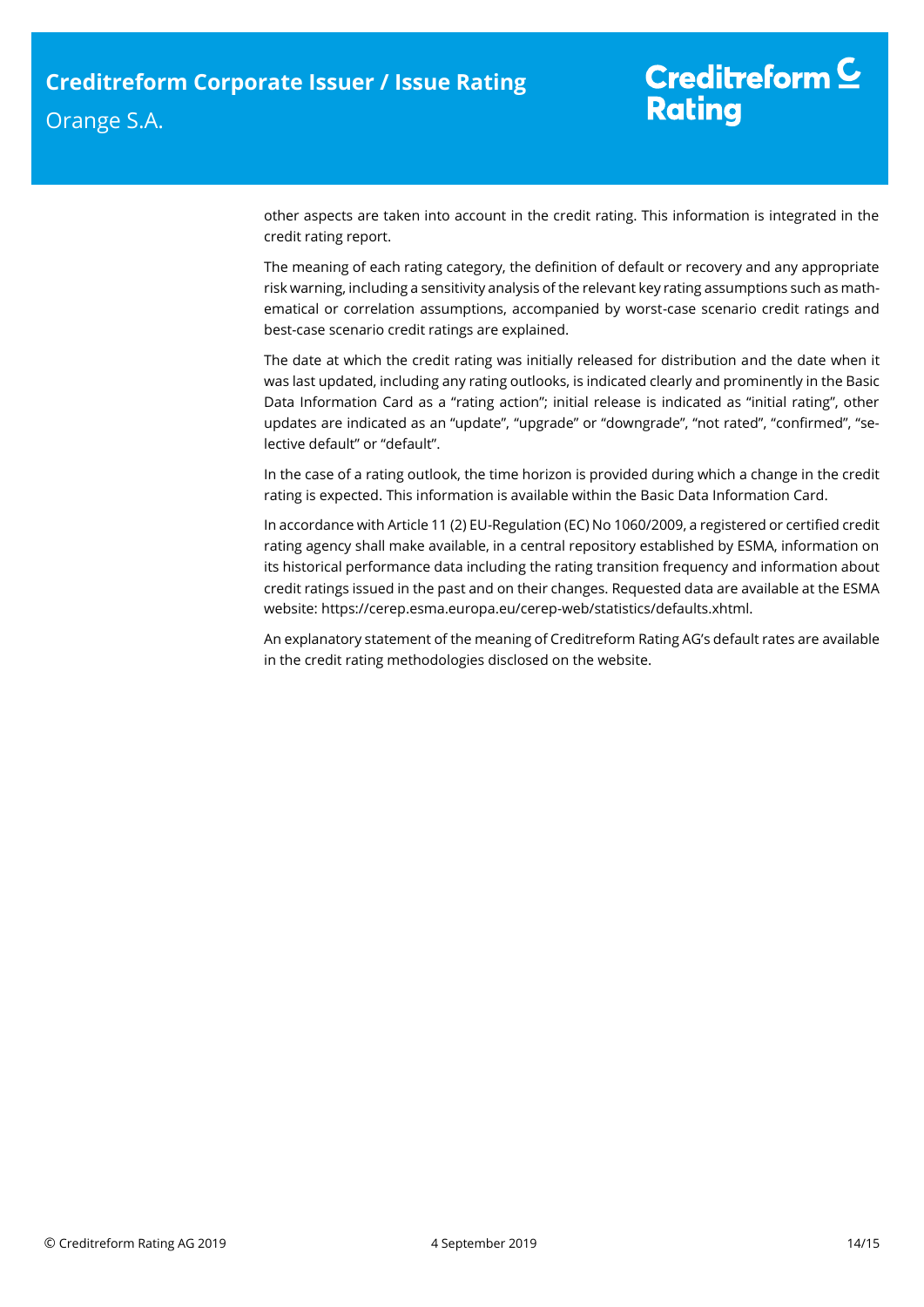other aspects are taken into account in the credit rating. This information is integrated in the credit rating report.

The meaning of each rating category, the definition of default or recovery and any appropriate risk warning, including a sensitivity analysis of the relevant key rating assumptions such as mathematical or correlation assumptions, accompanied by worst-case scenario credit ratings and best-case scenario credit ratings are explained.

The date at which the credit rating was initially released for distribution and the date when it was last updated, including any rating outlooks, is indicated clearly and prominently in the Basic Data Information Card as a "rating action"; initial release is indicated as "initial rating", other updates are indicated as an "update", "upgrade" or "downgrade", "not rated", "confirmed", "selective default" or "default".

In the case of a rating outlook, the time horizon is provided during which a change in the credit rating is expected. This information is available within the Basic Data Information Card.

In accordance with Article 11 (2) EU-Regulation (EC) No 1060/2009, a registered or certified credit rating agency shall make available, in a central repository established by ESMA, information on its historical performance data including the rating transition frequency and information about credit ratings issued in the past and on their changes. Requested data are available at the ESMA website: https://cerep.esma.europa.eu/cerep-web/statistics/defaults.xhtml.

An explanatory statement of the meaning of Creditreform Rating AG's default rates are available in the credit rating methodologies disclosed on the website.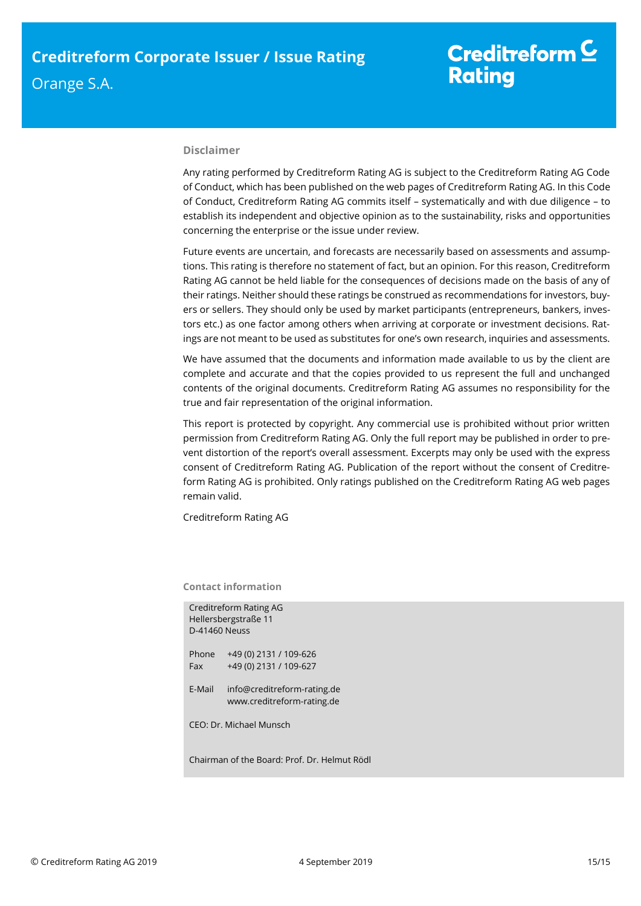## Disclaimer

Any rating performed by Creditreform Rating AG is subject to the Creditreform Rating AG Code of Conduct, which has been published on the web pages of Creditreform Rating AG. In this Code of Conduct, Creditreform Rating AG commits itself – systematically and with due diligence – to establish its independent and objective opinion as to the sustainability, risks and opportunities concerning the enterprise or the issue under review.

Future events are uncertain, and forecasts are necessarily based on assessments and assumptions. This rating is therefore no statement of fact, but an opinion. For this reason, Creditreform Rating AG cannot be held liable for the consequences of decisions made on the basis of any of their ratings. Neither should these ratings be construed as recommendations for investors, buyers or sellers. They should only be used by market participants (entrepreneurs, bankers, investors etc.) as one factor among others when arriving at corporate or investment decisions. Ratings are not meant to be used as substitutes for one's own research, inquiries and assessments.

We have assumed that the documents and information made available to us by the client are complete and accurate and that the copies provided to us represent the full and unchanged contents of the original documents. Creditreform Rating AG assumes no responsibility for the true and fair representation of the original information.

This report is protected by copyright. Any commercial use is prohibited without prior written permission from Creditreform Rating AG. Only the full report may be published in order to prevent distortion of the report's overall assessment. Excerpts may only be used with the express consent of Creditreform Rating AG. Publication of the report without the consent of Creditreform Rating AG is prohibited. Only ratings published on the Creditreform Rating AG web pages remain valid.

Creditreform Rating AG

## Contact information

Creditreform Rating AG
Hellersbergstraße 11
D-41460 Neuss

Phone +49 (0) 2131 / 109-626
Fax +49 (0) 2131 / 109-627

E-Mail info@creditreform-rating.de
www.creditreform-rating.de

CEO: Dr. Michael Munsch

Chairman of the Board: Prof. Dr. Helmut Rödl